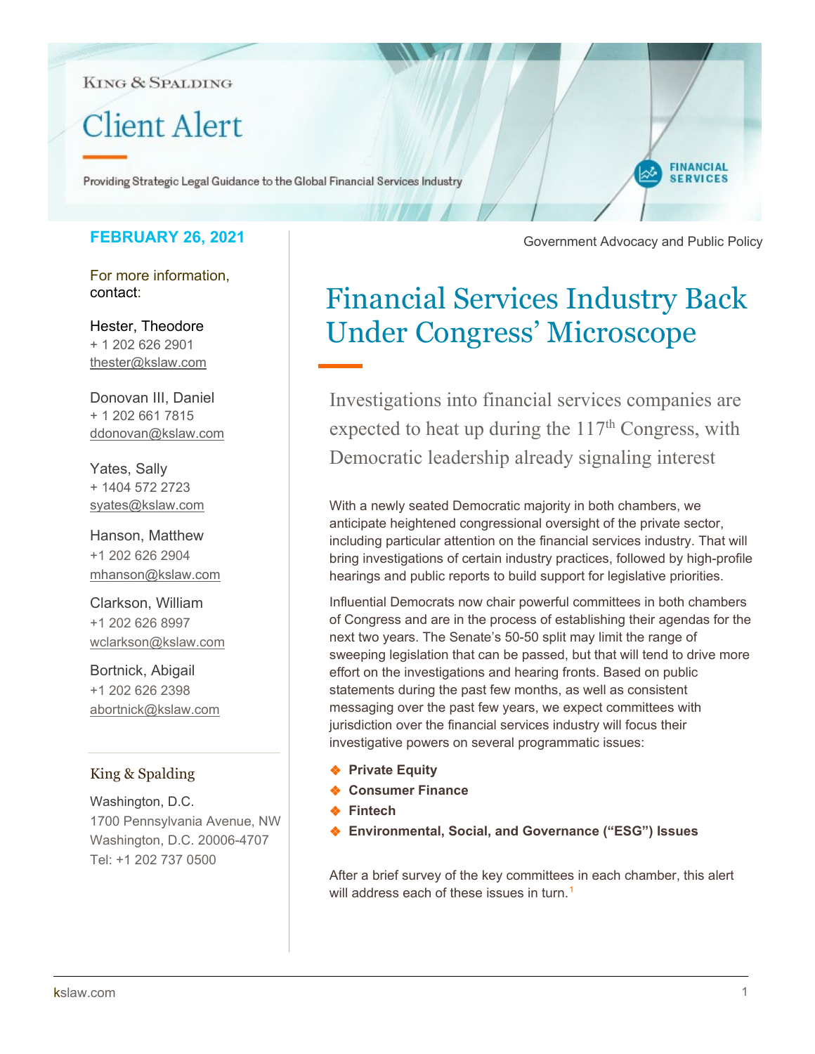King & Spalding

# Client Alert

Providing Strategic Legal Guidance to the Global Financial Services Industry

FINANCIAL SERVICES

**FEBRUARY 26, 2021**

Government Advocacy and Public Policy

For more information, contact:

Hester, Theodore
+ 1 202 626 2901
thester@kslaw.com

Donovan III, Daniel
+ 1 202 661 7815
ddonovan@kslaw.com

Yates, Sally
+ 1404 572 2723
syates@kslaw.com

Hanson, Matthew
+1 202 626 2904
mhanson@kslaw.com

Clarkson, William
+1 202 626 8997
wclarkson@kslaw.com

Bortnick, Abigail
+1 202 626 2398
abortnick@kslaw.com

King & Spalding

Washington, D.C.
1700 Pennsylvania Avenue, NW
Washington, D.C. 20006-4707
Tel: +1 202 737 0500

# Financial Services Industry Back Under Congress' Microscope

## Investigations into financial services companies are expected to heat up during the 117th Congress, with Democratic leadership already signaling interest

With a newly seated Democratic majority in both chambers, we anticipate heightened congressional oversight of the private sector, including particular attention on the financial services industry. That will bring investigations of certain industry practices, followed by high-profile hearings and public reports to build support for legislative priorities.

Influential Democrats now chair powerful committees in both chambers of Congress and are in the process of establishing their agendas for the next two years. The Senate's 50-50 split may limit the range of sweeping legislation that can be passed, but that will tend to drive more effort on the investigations and hearing fronts. Based on public statements during the past few months, as well as consistent messaging over the past few years, we expect committees with jurisdiction over the financial services industry will focus their investigative powers on several programmatic issues:

- **Private Equity**
- **Consumer Finance**
- **Fintech**
- **Environmental, Social, and Governance ("ESG") Issues**

After a brief survey of the key committees in each chamber, this alert will address each of these issues in turn.[1]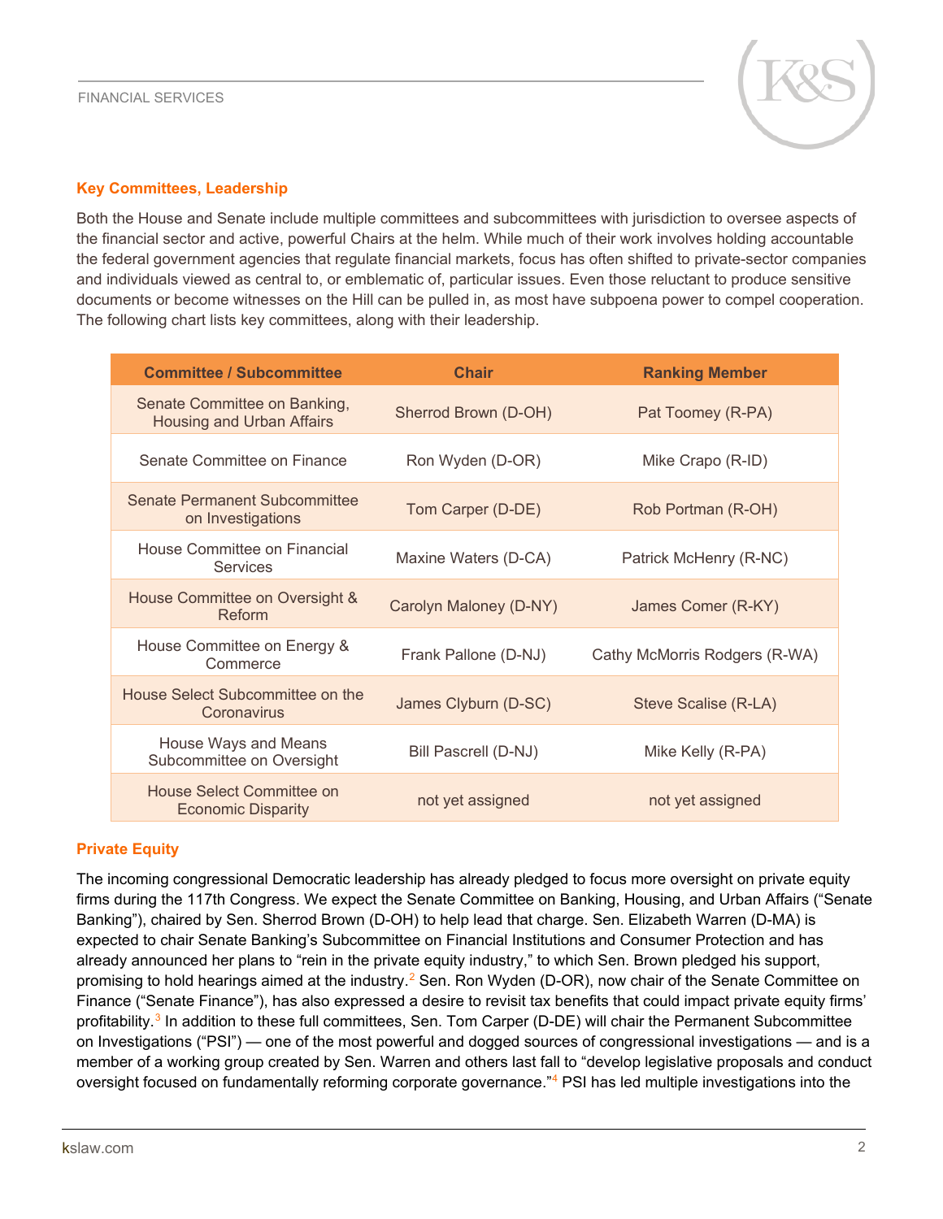## Key Committees, Leadership

Both the House and Senate include multiple committees and subcommittees with jurisdiction to oversee aspects of the financial sector and active, powerful Chairs at the helm. While much of their work involves holding accountable the federal government agencies that regulate financial markets, focus has often shifted to private-sector companies and individuals viewed as central to, or emblematic of, particular issues. Even those reluctant to produce sensitive documents or become witnesses on the Hill can be pulled in, as most have subpoena power to compel cooperation. The following chart lists key committees, along with their leadership.

| Committee / Subcommittee | Chair | Ranking Member |
|---|---|---|
| Senate Committee on Banking, Housing and Urban Affairs | Sherrod Brown (D-OH) | Pat Toomey (R-PA) |
| Senate Committee on Finance | Ron Wyden (D-OR) | Mike Crapo (R-ID) |
| Senate Permanent Subcommittee on Investigations | Tom Carper (D-DE) | Rob Portman (R-OH) |
| House Committee on Financial Services | Maxine Waters (D-CA) | Patrick McHenry (R-NC) |
| House Committee on Oversight & Reform | Carolyn Maloney (D-NY) | James Comer (R-KY) |
| House Committee on Energy & Commerce | Frank Pallone (D-NJ) | Cathy McMorris Rodgers (R-WA) |
| House Select Subcommittee on the Coronavirus | James Clyburn (D-SC) | Steve Scalise (R-LA) |
| House Ways and Means Subcommittee on Oversight | Bill Pascrell (D-NJ) | Mike Kelly (R-PA) |
| House Select Committee on Economic Disparity | not yet assigned | not yet assigned |

## Private Equity

The incoming congressional Democratic leadership has already pledged to focus more oversight on private equity firms during the 117th Congress. We expect the Senate Committee on Banking, Housing, and Urban Affairs ("Senate Banking"), chaired by Sen. Sherrod Brown (D-OH) to help lead that charge. Sen. Elizabeth Warren (D-MA) is expected to chair Senate Banking's Subcommittee on Financial Institutions and Consumer Protection and has already announced her plans to "rein in the private equity industry," to which Sen. Brown pledged his support, promising to hold hearings aimed at the industry.[2] Sen. Ron Wyden (D-OR), now chair of the Senate Committee on Finance ("Senate Finance"), has also expressed a desire to revisit tax benefits that could impact private equity firms' profitability.[3] In addition to these full committees, Sen. Tom Carper (D-DE) will chair the Permanent Subcommittee on Investigations ("PSI") — one of the most powerful and dogged sources of congressional investigations — and is a member of a working group created by Sen. Warren and others last fall to "develop legislative proposals and conduct oversight focused on fundamentally reforming corporate governance."[4] PSI has led multiple investigations into the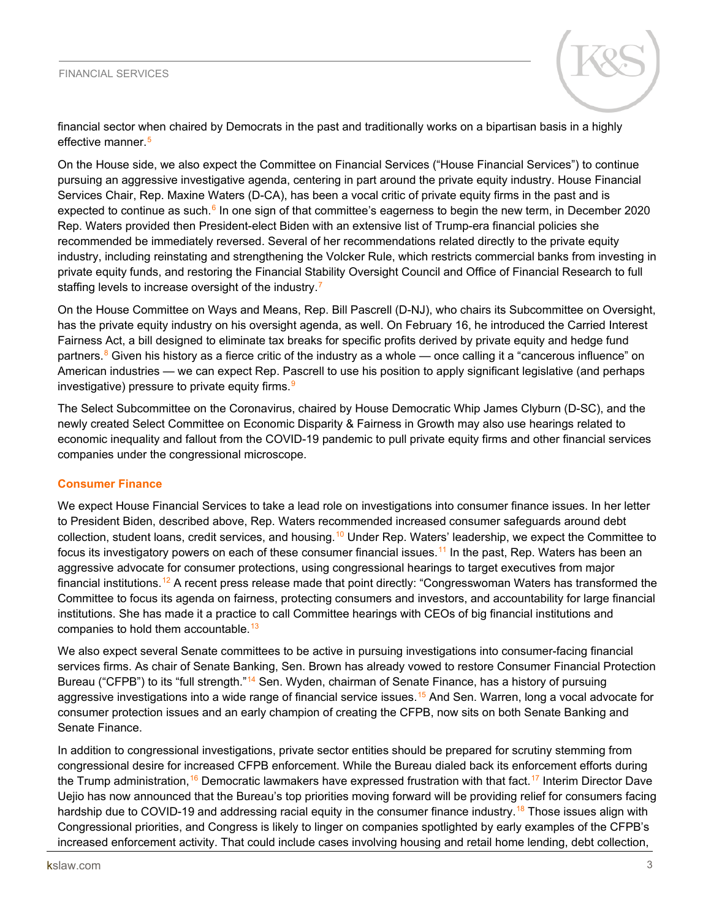financial sector when chaired by Democrats in the past and traditionally works on a bipartisan basis in a highly effective manner.[5]

On the House side, we also expect the Committee on Financial Services ("House Financial Services") to continue pursuing an aggressive investigative agenda, centering in part around the private equity industry. House Financial Services Chair, Rep. Maxine Waters (D-CA), has been a vocal critic of private equity firms in the past and is expected to continue as such.[6] In one sign of that committee's eagerness to begin the new term, in December 2020 Rep. Waters provided then President-elect Biden with an extensive list of Trump-era financial policies she recommended be immediately reversed. Several of her recommendations related directly to the private equity industry, including reinstating and strengthening the Volcker Rule, which restricts commercial banks from investing in private equity funds, and restoring the Financial Stability Oversight Council and Office of Financial Research to full staffing levels to increase oversight of the industry.[7]

On the House Committee on Ways and Means, Rep. Bill Pascrell (D-NJ), who chairs its Subcommittee on Oversight, has the private equity industry on his oversight agenda, as well. On February 16, he introduced the Carried Interest Fairness Act, a bill designed to eliminate tax breaks for specific profits derived by private equity and hedge fund partners.[8] Given his history as a fierce critic of the industry as a whole — once calling it a "cancerous influence" on American industries — we can expect Rep. Pascrell to use his position to apply significant legislative (and perhaps investigative) pressure to private equity firms.[9]

The Select Subcommittee on the Coronavirus, chaired by House Democratic Whip James Clyburn (D-SC), and the newly created Select Committee on Economic Disparity & Fairness in Growth may also use hearings related to economic inequality and fallout from the COVID-19 pandemic to pull private equity firms and other financial services companies under the congressional microscope.

### Consumer Finance

We expect House Financial Services to take a lead role on investigations into consumer finance issues. In her letter to President Biden, described above, Rep. Waters recommended increased consumer safeguards around debt collection, student loans, credit services, and housing.[10] Under Rep. Waters' leadership, we expect the Committee to focus its investigatory powers on each of these consumer financial issues.[11] In the past, Rep. Waters has been an aggressive advocate for consumer protections, using congressional hearings to target executives from major financial institutions.[12] A recent press release made that point directly: "Congresswoman Waters has transformed the Committee to focus its agenda on fairness, protecting consumers and investors, and accountability for large financial institutions. She has made it a practice to call Committee hearings with CEOs of big financial institutions and companies to hold them accountable.[13]

We also expect several Senate committees to be active in pursuing investigations into consumer-facing financial services firms. As chair of Senate Banking, Sen. Brown has already vowed to restore Consumer Financial Protection Bureau ("CFPB") to its "full strength."[14] Sen. Wyden, chairman of Senate Finance, has a history of pursuing aggressive investigations into a wide range of financial service issues.[15] And Sen. Warren, long a vocal advocate for consumer protection issues and an early champion of creating the CFPB, now sits on both Senate Banking and Senate Finance.

In addition to congressional investigations, private sector entities should be prepared for scrutiny stemming from congressional desire for increased CFPB enforcement. While the Bureau dialed back its enforcement efforts during the Trump administration,[16] Democratic lawmakers have expressed frustration with that fact.[17] Interim Director Dave Uejio has now announced that the Bureau's top priorities moving forward will be providing relief for consumers facing hardship due to COVID-19 and addressing racial equity in the consumer finance industry.[18] Those issues align with Congressional priorities, and Congress is likely to linger on companies spotlighted by early examples of the CFPB's increased enforcement activity. That could include cases involving housing and retail home lending, debt collection,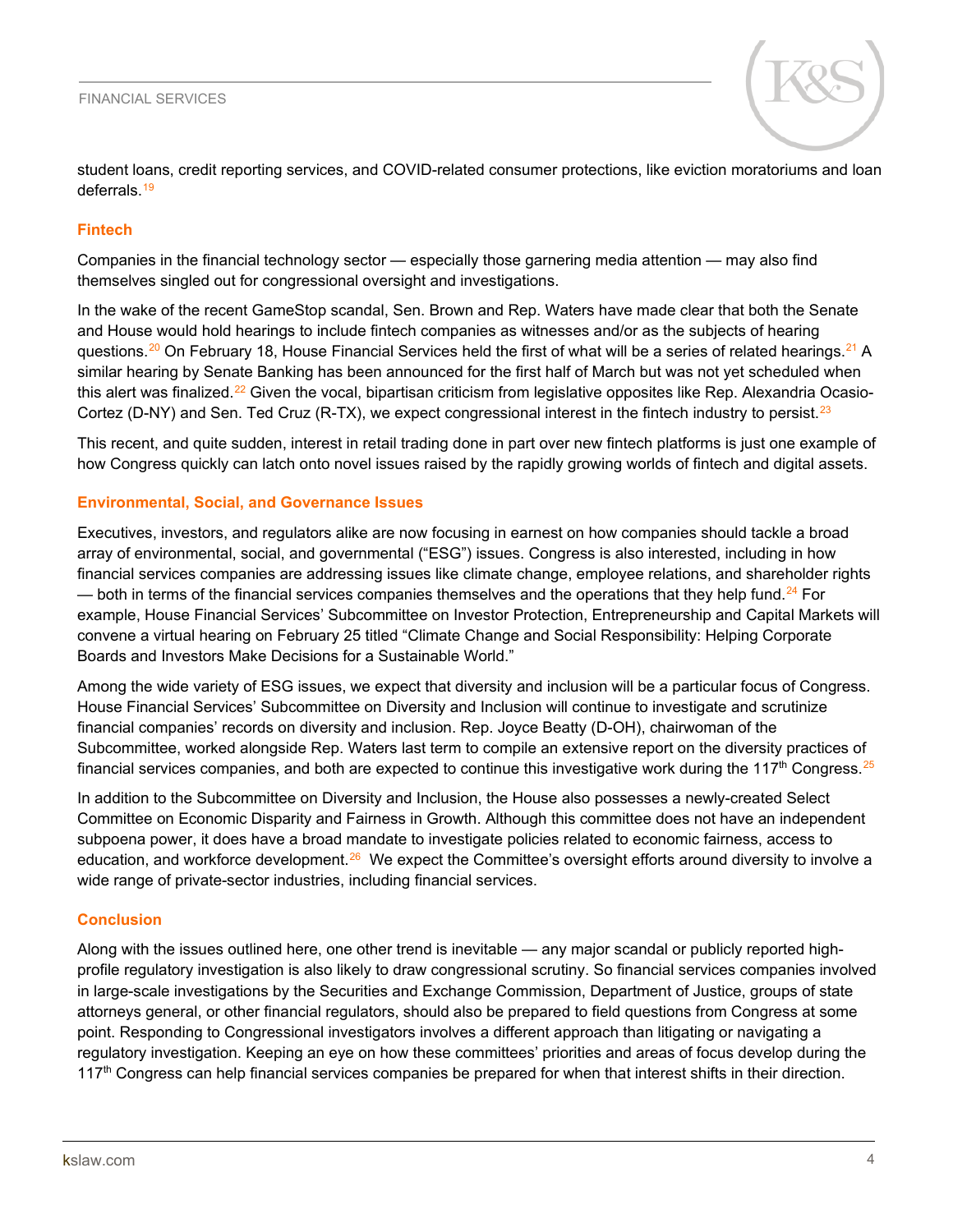student loans, credit reporting services, and COVID-related consumer protections, like eviction moratoriums and loan deferrals.[19]

### Fintech

Companies in the financial technology sector — especially those garnering media attention — may also find themselves singled out for congressional oversight and investigations.

In the wake of the recent GameStop scandal, Sen. Brown and Rep. Waters have made clear that both the Senate and House would hold hearings to include fintech companies as witnesses and/or as the subjects of hearing questions.[20] On February 18, House Financial Services held the first of what will be a series of related hearings.[21] A similar hearing by Senate Banking has been announced for the first half of March but was not yet scheduled when this alert was finalized.[22] Given the vocal, bipartisan criticism from legislative opposites like Rep. Alexandria Ocasio-Cortez (D-NY) and Sen. Ted Cruz (R-TX), we expect congressional interest in the fintech industry to persist.[23]

This recent, and quite sudden, interest in retail trading done in part over new fintech platforms is just one example of how Congress quickly can latch onto novel issues raised by the rapidly growing worlds of fintech and digital assets.

### Environmental, Social, and Governance Issues

Executives, investors, and regulators alike are now focusing in earnest on how companies should tackle a broad array of environmental, social, and governmental ("ESG") issues. Congress is also interested, including in how financial services companies are addressing issues like climate change, employee relations, and shareholder rights — both in terms of the financial services companies themselves and the operations that they help fund.[24] For example, House Financial Services' Subcommittee on Investor Protection, Entrepreneurship and Capital Markets will convene a virtual hearing on February 25 titled "Climate Change and Social Responsibility: Helping Corporate Boards and Investors Make Decisions for a Sustainable World."

Among the wide variety of ESG issues, we expect that diversity and inclusion will be a particular focus of Congress. House Financial Services' Subcommittee on Diversity and Inclusion will continue to investigate and scrutinize financial companies' records on diversity and inclusion. Rep. Joyce Beatty (D-OH), chairwoman of the Subcommittee, worked alongside Rep. Waters last term to compile an extensive report on the diversity practices of financial services companies, and both are expected to continue this investigative work during the 117th Congress.[25]

In addition to the Subcommittee on Diversity and Inclusion, the House also possesses a newly-created Select Committee on Economic Disparity and Fairness in Growth. Although this committee does not have an independent subpoena power, it does have a broad mandate to investigate policies related to economic fairness, access to education, and workforce development.[26] We expect the Committee's oversight efforts around diversity to involve a wide range of private-sector industries, including financial services.

### Conclusion

Along with the issues outlined here, one other trend is inevitable — any major scandal or publicly reported high-profile regulatory investigation is also likely to draw congressional scrutiny. So financial services companies involved in large-scale investigations by the Securities and Exchange Commission, Department of Justice, groups of state attorneys general, or other financial regulators, should also be prepared to field questions from Congress at some point. Responding to Congressional investigators involves a different approach than litigating or navigating a regulatory investigation. Keeping an eye on how these committees' priorities and areas of focus develop during the 117th Congress can help financial services companies be prepared for when that interest shifts in their direction.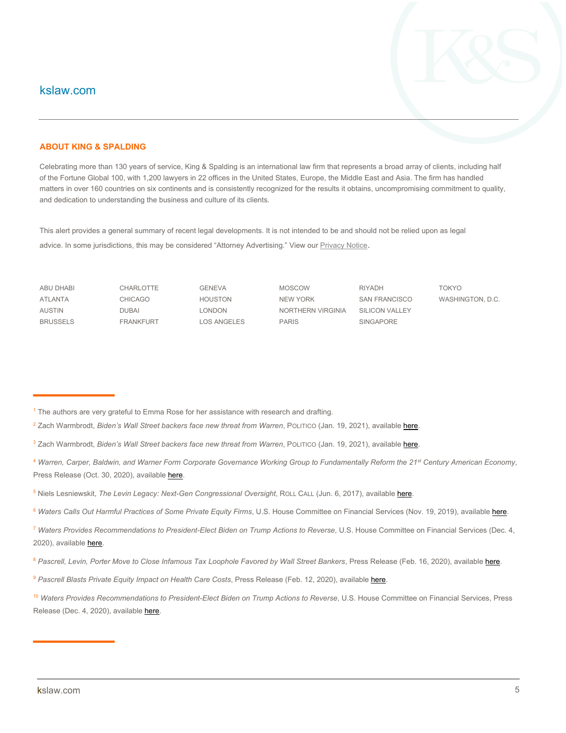kslaw.com

## ABOUT KING & SPALDING

Celebrating more than 130 years of service, King & Spalding is an international law firm that represents a broad array of clients, including half of the Fortune Global 100, with 1,200 lawyers in 22 offices in the United States, Europe, the Middle East and Asia. The firm has handled matters in over 160 countries on six continents and is consistently recognized for the results it obtains, uncompromising commitment to quality, and dedication to understanding the business and culture of its clients.

This alert provides a general summary of recent legal developments. It is not intended to be and should not be relied upon as legal advice. In some jurisdictions, this may be considered "Attorney Advertising." View our Privacy Notice.

| | | | | | |
|---|---|---|---|---|---|
| ABU DHABI | CHARLOTTE | GENEVA | MOSCOW | RIYADH | TOKYO |
| ATLANTA | CHICAGO | HOUSTON | NEW YORK | SAN FRANCISCO | WASHINGTON, D.C. |
| AUSTIN | DUBAI | LONDON | NORTHERN VIRGINIA | SILICON VALLEY | |
| BRUSSELS | FRANKFURT | LOS ANGELES | PARIS | SINGAPORE | |

---

[1] The authors are very grateful to Emma Rose for her assistance with research and drafting.

[2] Zach Warmbrodt, *Biden's Wall Street backers face new threat from Warren*, POLITICO (Jan. 19, 2021), available here.

[3] Zach Warmbrodt, *Biden's Wall Street backers face new threat from Warren*, POLITICO (Jan. 19, 2021), available here.

[4] *Warren, Carper, Baldwin, and Warner Form Corporate Governance Working Group to Fundamentally Reform the 21st Century American Economy*, Press Release (Oct. 30, 2020), available here.

[5] Niels Lesniewskit, *The Levin Legacy: Next-Gen Congressional Oversight*, ROLL CALL (Jun. 6, 2017), available here.

[6] *Waters Calls Out Harmful Practices of Some Private Equity Firms*, U.S. House Committee on Financial Services (Nov. 19, 2019), available here.

[7] *Waters Provides Recommendations to President-Elect Biden on Trump Actions to Reverse*, U.S. House Committee on Financial Services (Dec. 4, 2020), available here.

[8] *Pascrell, Levin, Porter Move to Close Infamous Tax Loophole Favored by Wall Street Bankers*, Press Release (Feb. 16, 2020), available here.

[9] *Pascrell Blasts Private Equity Impact on Health Care Costs*, Press Release (Feb. 12, 2020), available here.

[10] *Waters Provides Recommendations to President-Elect Biden on Trump Actions to Reverse*, U.S. House Committee on Financial Services, Press Release (Dec. 4, 2020), available here.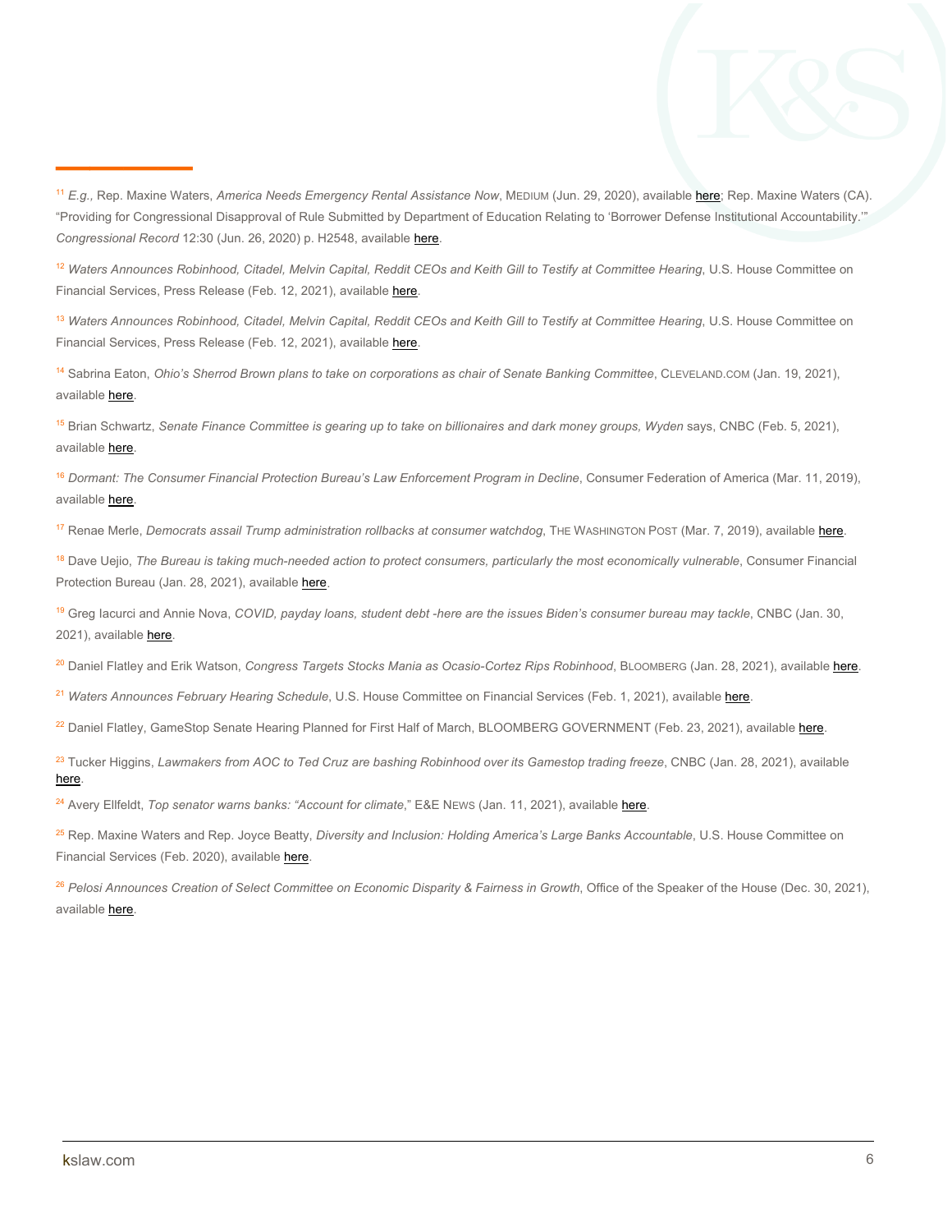[11] *E.g.,* Rep. Maxine Waters, *America Needs Emergency Rental Assistance Now*, MEDIUM (Jun. 29, 2020), available here; Rep. Maxine Waters (CA). "Providing for Congressional Disapproval of Rule Submitted by Department of Education Relating to 'Borrower Defense Institutional Accountability.'" *Congressional Record* 12:30 (Jun. 26, 2020) p. H2548, available here.

[12] *Waters Announces Robinhood, Citadel, Melvin Capital, Reddit CEOs and Keith Gill to Testify at Committee Hearing*, U.S. House Committee on Financial Services, Press Release (Feb. 12, 2021), available here.

[13] *Waters Announces Robinhood, Citadel, Melvin Capital, Reddit CEOs and Keith Gill to Testify at Committee Hearing*, U.S. House Committee on Financial Services, Press Release (Feb. 12, 2021), available here.

[14] Sabrina Eaton, *Ohio's Sherrod Brown plans to take on corporations as chair of Senate Banking Committee*, CLEVELAND.COM (Jan. 19, 2021), available here.

[15] Brian Schwartz, *Senate Finance Committee is gearing up to take on billionaires and dark money groups, Wyden* says, CNBC (Feb. 5, 2021), available here.

[16] *Dormant: The Consumer Financial Protection Bureau's Law Enforcement Program in Decline*, Consumer Federation of America (Mar. 11, 2019), available here.

[17] Renae Merle, *Democrats assail Trump administration rollbacks at consumer watchdog*, THE WASHINGTON POST (Mar. 7, 2019), available here.

[18] Dave Uejio, *The Bureau is taking much-needed action to protect consumers, particularly the most economically vulnerable*, Consumer Financial Protection Bureau (Jan. 28, 2021), available here.

[19] Greg Iacurci and Annie Nova, *COVID, payday loans, student debt -here are the issues Biden's consumer bureau may tackle*, CNBC (Jan. 30, 2021), available here.

[20] Daniel Flatley and Erik Watson, *Congress Targets Stocks Mania as Ocasio-Cortez Rips Robinhood*, BLOOMBERG (Jan. 28, 2021), available here.

[21] *Waters Announces February Hearing Schedule*, U.S. House Committee on Financial Services (Feb. 1, 2021), available here.

[22] Daniel Flatley, GameStop Senate Hearing Planned for First Half of March, BLOOMBERG GOVERNMENT (Feb. 23, 2021), available here.

[23] Tucker Higgins, *Lawmakers from AOC to Ted Cruz are bashing Robinhood over its Gamestop trading freeze*, CNBC (Jan. 28, 2021), available here.

[24] Avery Ellfeldt, *Top senator warns banks: "Account for climate*," E&E NEWS (Jan. 11, 2021), available here.

[25] Rep. Maxine Waters and Rep. Joyce Beatty, *Diversity and Inclusion: Holding America's Large Banks Accountable*, U.S. House Committee on Financial Services (Feb. 2020), available here.

[26] *Pelosi Announces Creation of Select Committee on Economic Disparity & Fairness in Growth*, Office of the Speaker of the House (Dec. 30, 2021), available here.